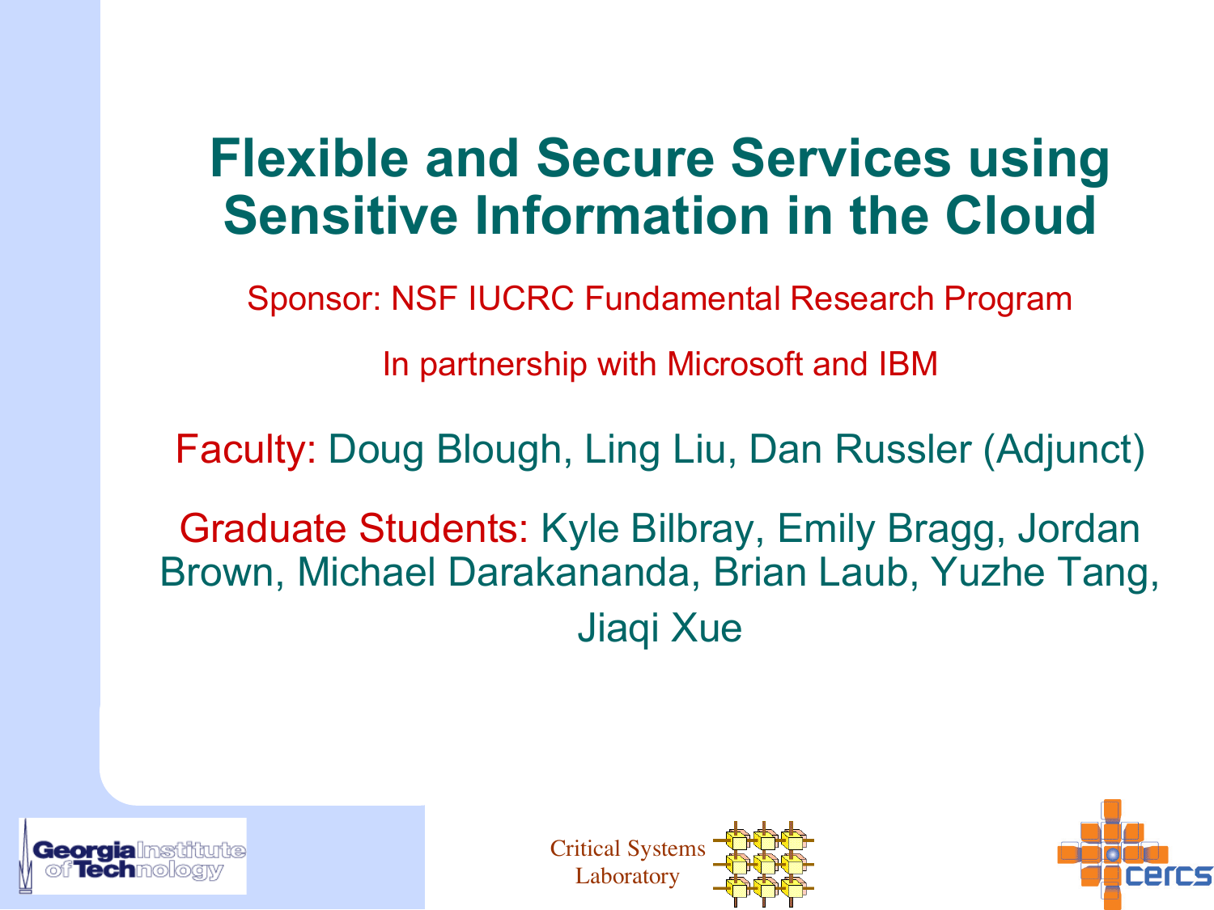# Flexible and Secure Services using Sensitive Information in the Cloud

Sponsor: NSF IUCRC Fundamental Research Program

In partnership with Microsoft and IBM

Faculty: Doug Blough, Ling Liu, Dan Russler (Adjunct)

Graduate Students: Kyle Bilbray, Emily Bragg, Jordan Brown, Michael Darakananda, Brian Laub, Yuzhe Tang, Jiaqi Xue

Georgia Institute of Technology

Critical Systems Laboratory

cercs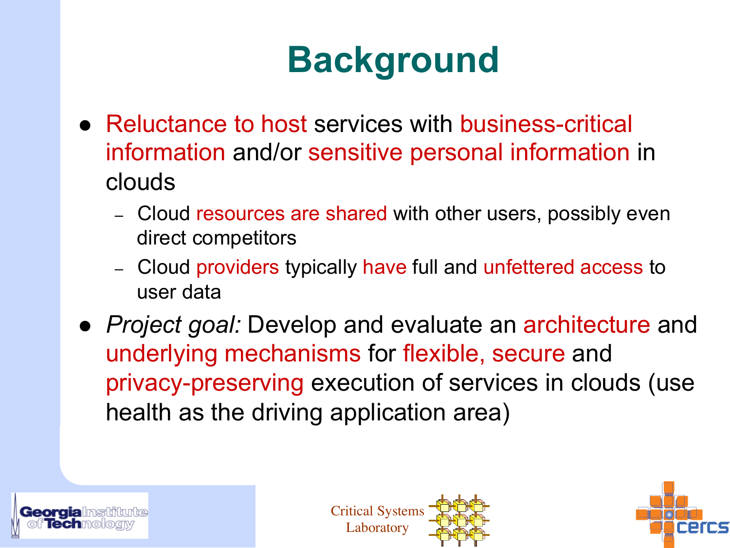# Background

- Reluctance to host services with business-critical information and/or sensitive personal information in clouds
  - Cloud resources are shared with other users, possibly even direct competitors
  - Cloud providers typically have full and unfettered access to user data
- *Project goal:* Develop and evaluate an architecture and underlying mechanisms for flexible, secure and privacy-preserving execution of services in clouds (use health as the driving application area)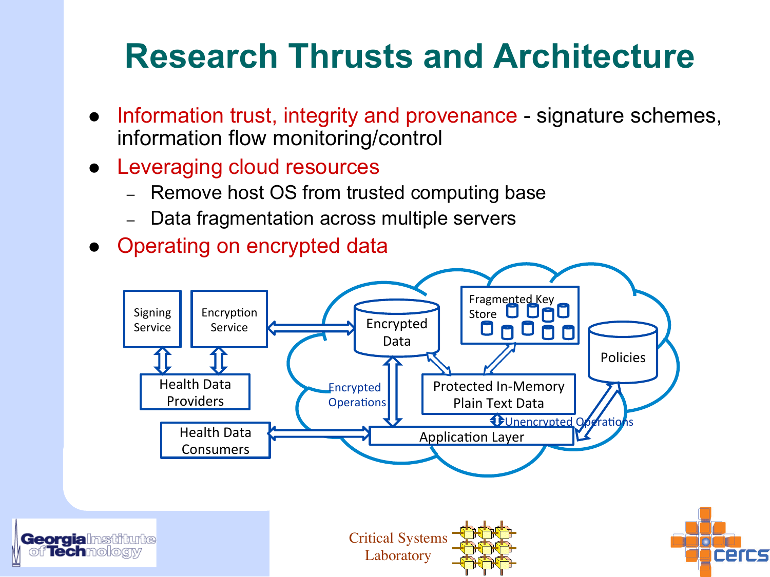# Research Thrusts and Architecture

- Information trust, integrity and provenance - signature schemes, information flow monitoring/control
- Leveraging cloud resources
  - Remove host OS from trusted computing base
  - Data fragmentation across multiple servers
- Operating on encrypted data

Signing Service

Encryption Service

Health Data Providers

Health Data Consumers

Encrypted Data

Fragmented Key Store

Policies

Protected In-Memory Plain Text Data

Encrypted Operations

Unencrypted Operations

Application Layer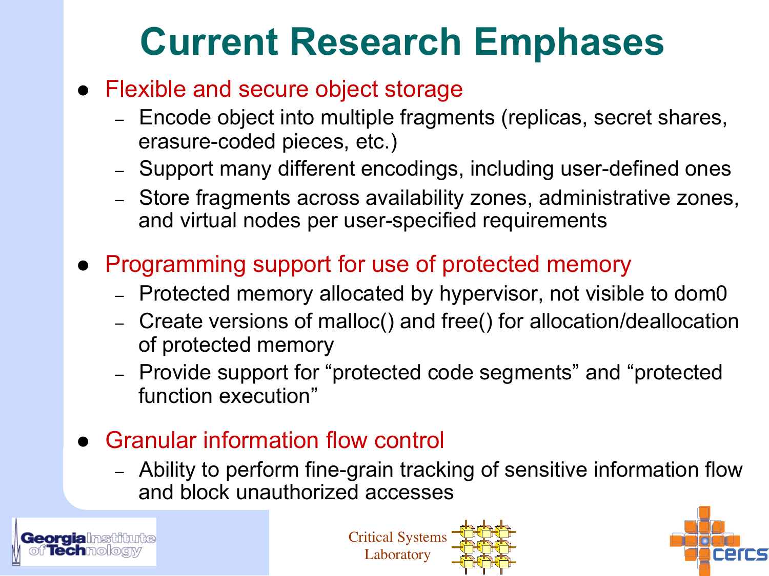# Current Research Emphases

- Flexible and secure object storage
  - Encode object into multiple fragments (replicas, secret shares, erasure-coded pieces, etc.)
  - Support many different encodings, including user-defined ones
  - Store fragments across availability zones, administrative zones, and virtual nodes per user-specified requirements

- Programming support for use of protected memory
  - Protected memory allocated by hypervisor, not visible to dom0
  - Create versions of malloc() and free() for allocation/deallocation of protected memory
  - Provide support for "protected code segments" and "protected function execution"

- Granular information flow control
  - Ability to perform fine-grain tracking of sensitive information flow and block unauthorized accesses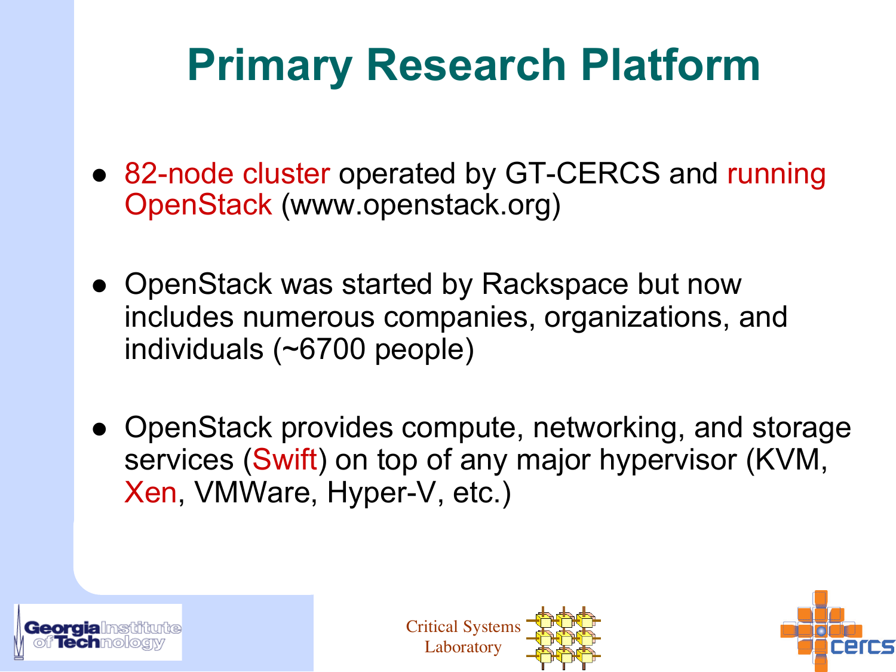# Primary Research Platform

- 82-node cluster operated by GT-CERCS and running OpenStack (www.openstack.org)
- OpenStack was started by Rackspace but now includes numerous companies, organizations, and individuals (~6700 people)
- OpenStack provides compute, networking, and storage services (Swift) on top of any major hypervisor (KVM, Xen, VMWare, Hyper-V, etc.)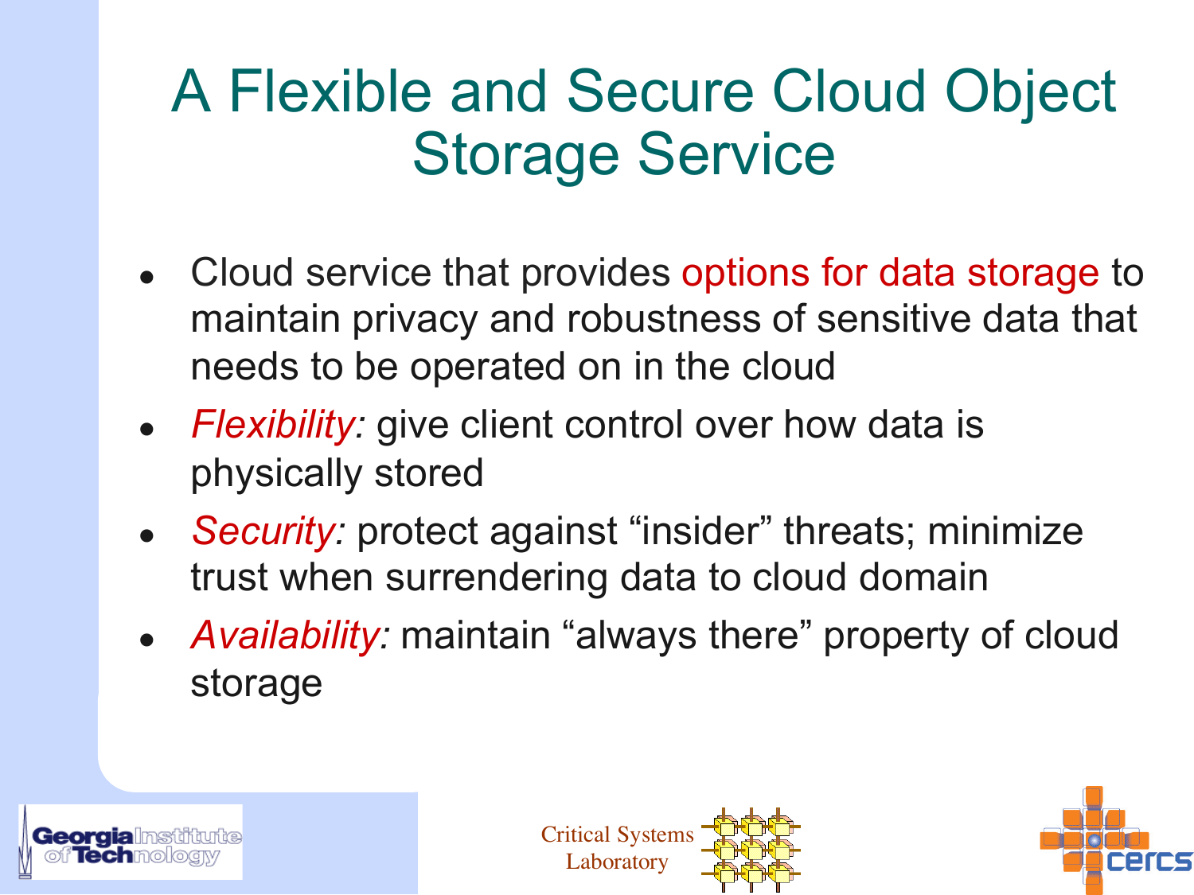# A Flexible and Secure Cloud Object Storage Service

- Cloud service that provides options for data storage to maintain privacy and robustness of sensitive data that needs to be operated on in the cloud
- *Flexibility:* give client control over how data is physically stored
- *Security:* protect against "insider" threats; minimize trust when surrendering data to cloud domain
- *Availability:* maintain "always there" property of cloud storage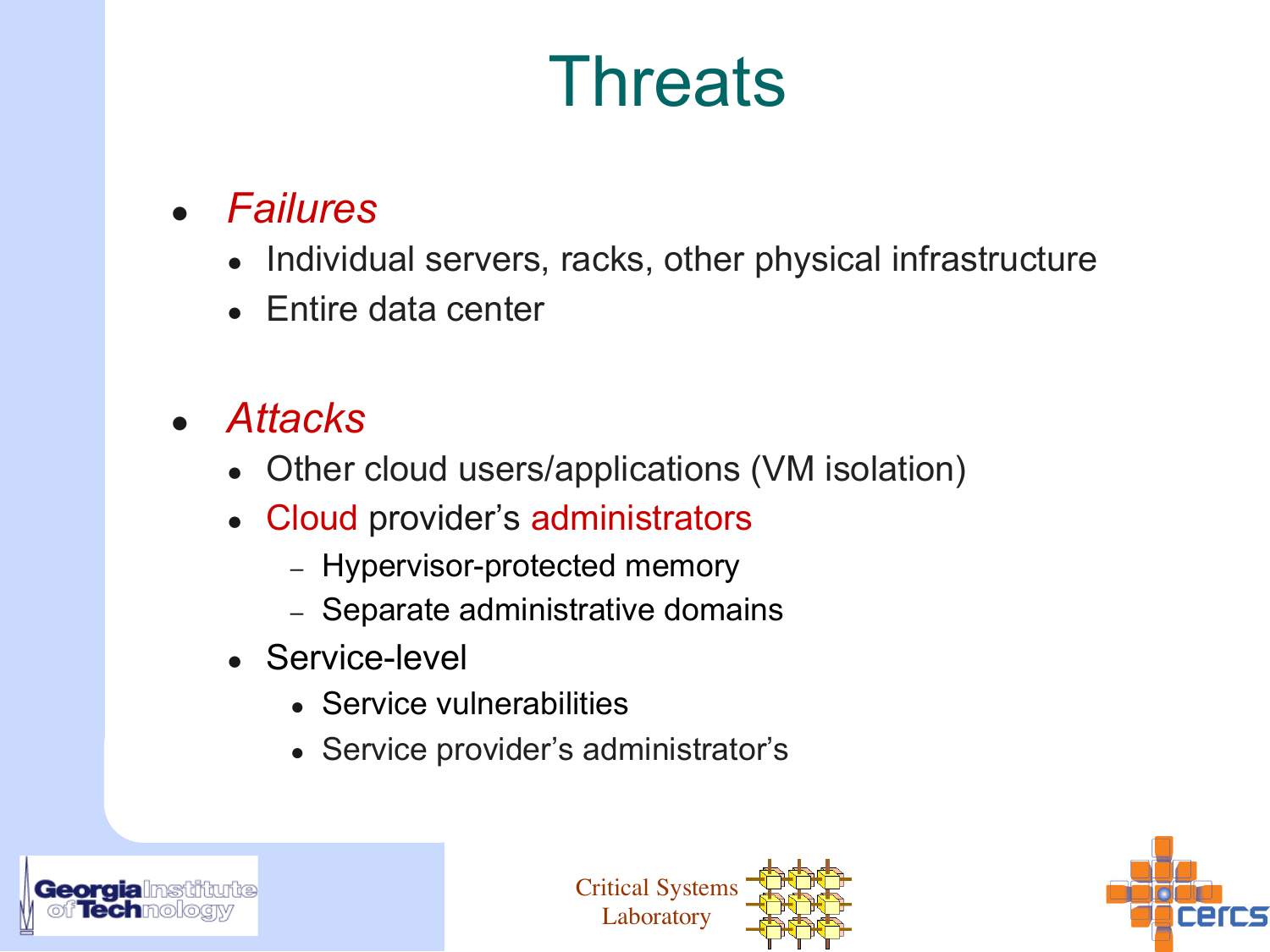# Threats

- *Failures*
  - Individual servers, racks, other physical infrastructure
  - Entire data center
- *Attacks*
  - Other cloud users/applications (VM isolation)
  - Cloud provider's administrators
    - Hypervisor-protected memory
    - Separate administrative domains
  - Service-level
    - Service vulnerabilities
    - Service provider's administrator's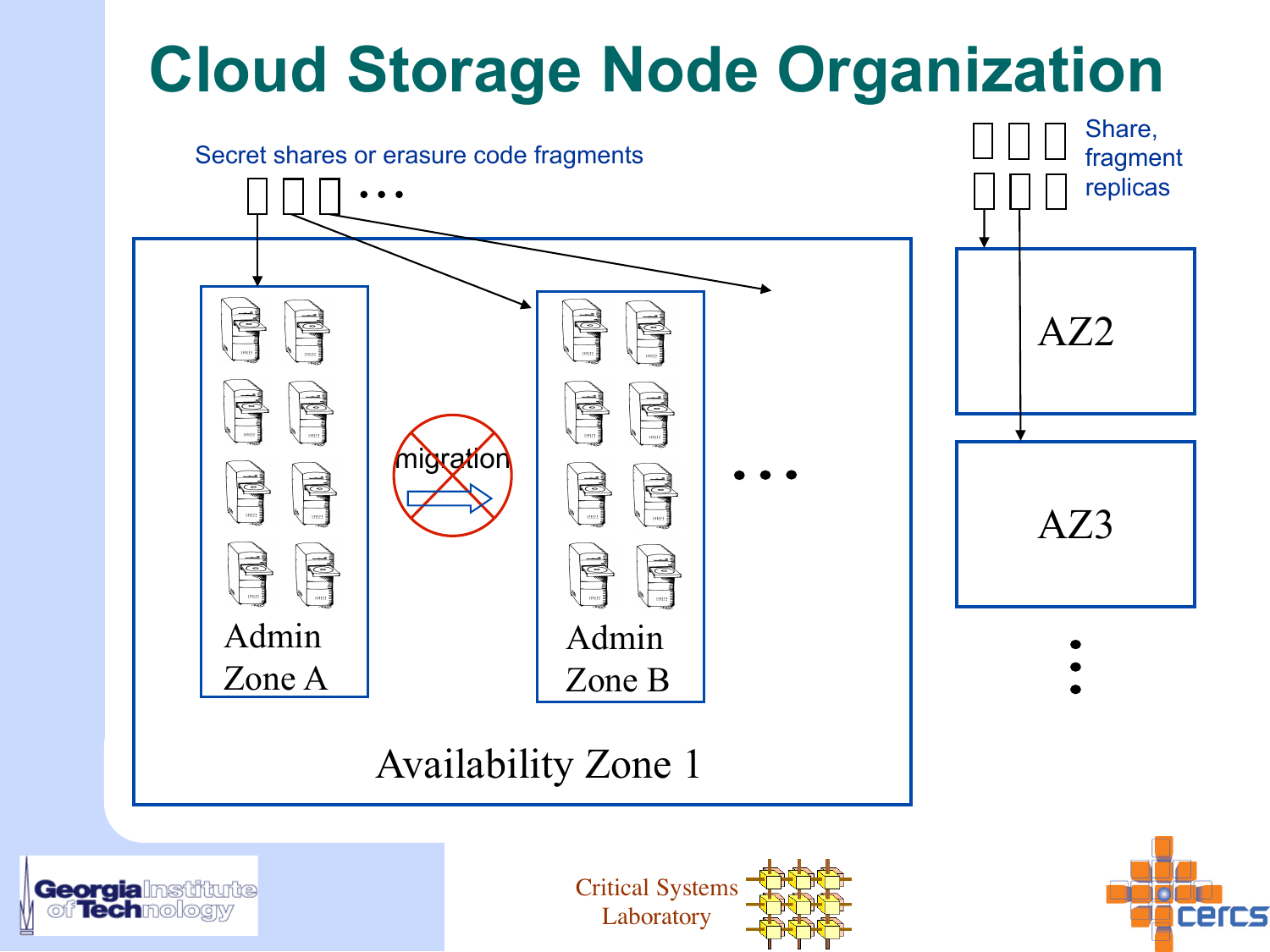# Cloud Storage Node Organization

Secret shares or erasure code fragments

Share, fragment replicas

migration

Admin Zone A

Admin Zone B

Availability Zone 1

AZ2

AZ3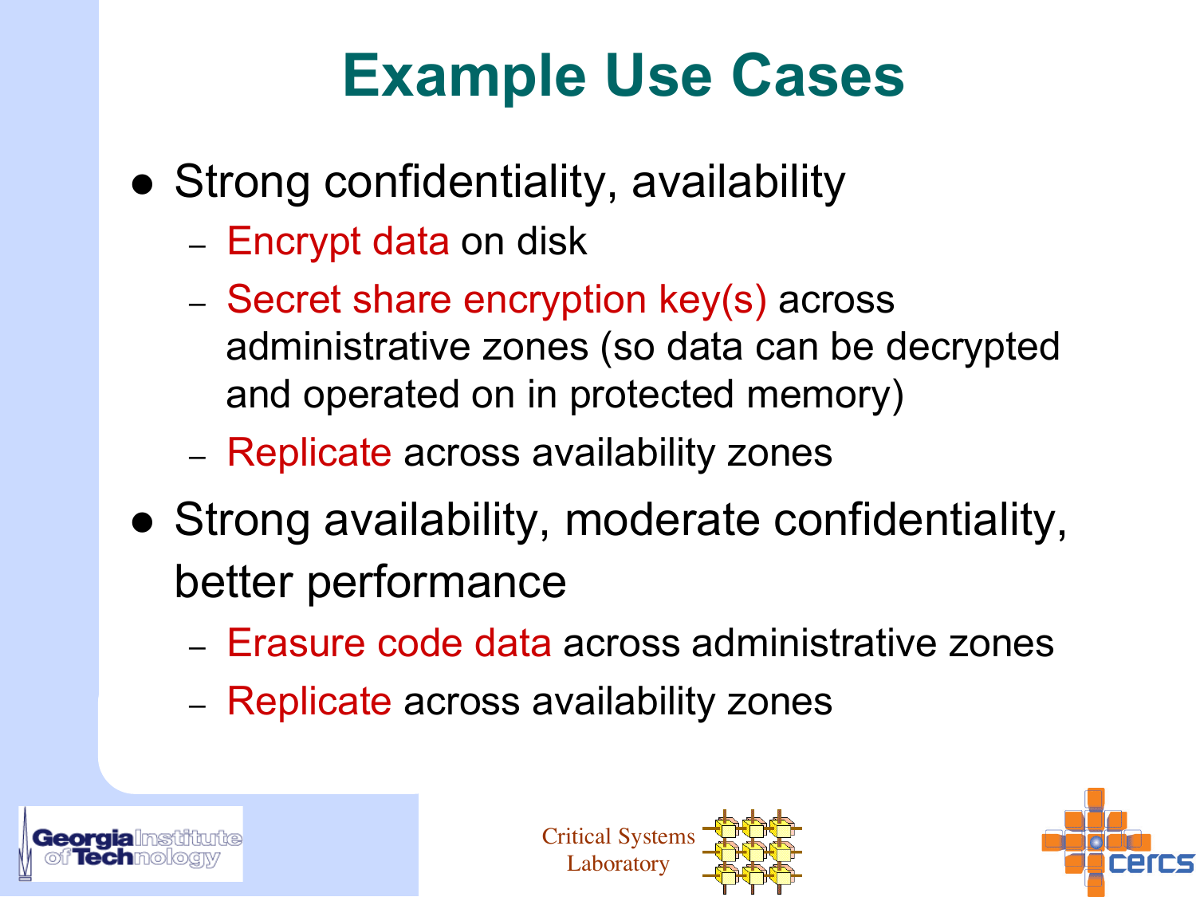# Example Use Cases

- Strong confidentiality, availability
  - Encrypt data on disk
  - Secret share encryption key(s) across administrative zones (so data can be decrypted and operated on in protected memory)
  - Replicate across availability zones
- Strong availability, moderate confidentiality, better performance
  - Erasure code data across administrative zones
  - Replicate across availability zones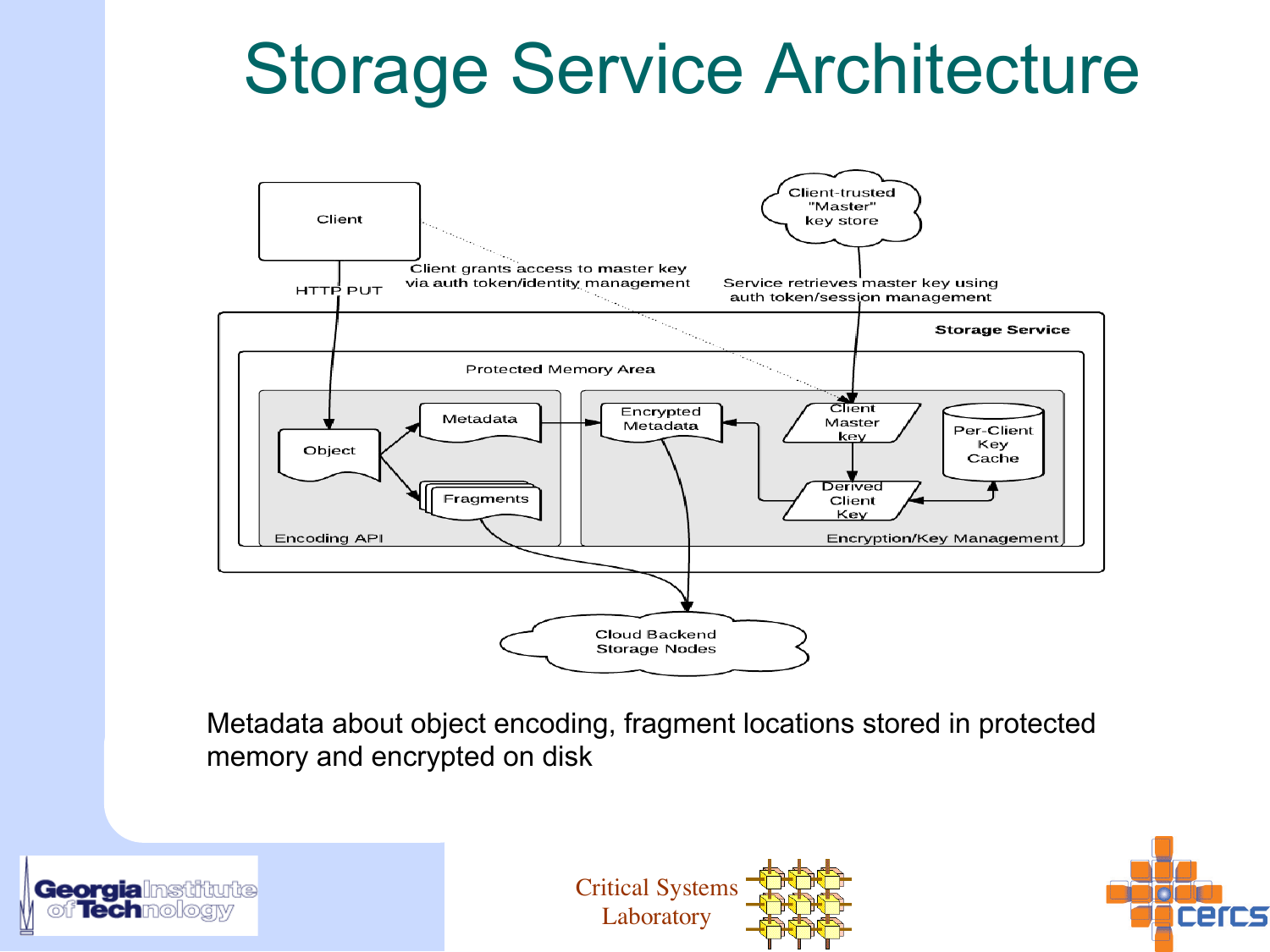# Storage Service Architecture

Client

HTTP PUT

Client grants access to master key via auth token/identity management

Client-trusted "Master" key store

Service retrieves master key using auth token/session management

Storage Service

Protected Memory Area

Object

Metadata

Fragments

Encoding API

Encrypted Metadata

Client Master key

Per-Client Key Cache

Derived Client Key

Encryption/Key Management

Cloud Backend Storage Nodes

Metadata about object encoding, fragment locations stored in protected memory and encrypted on disk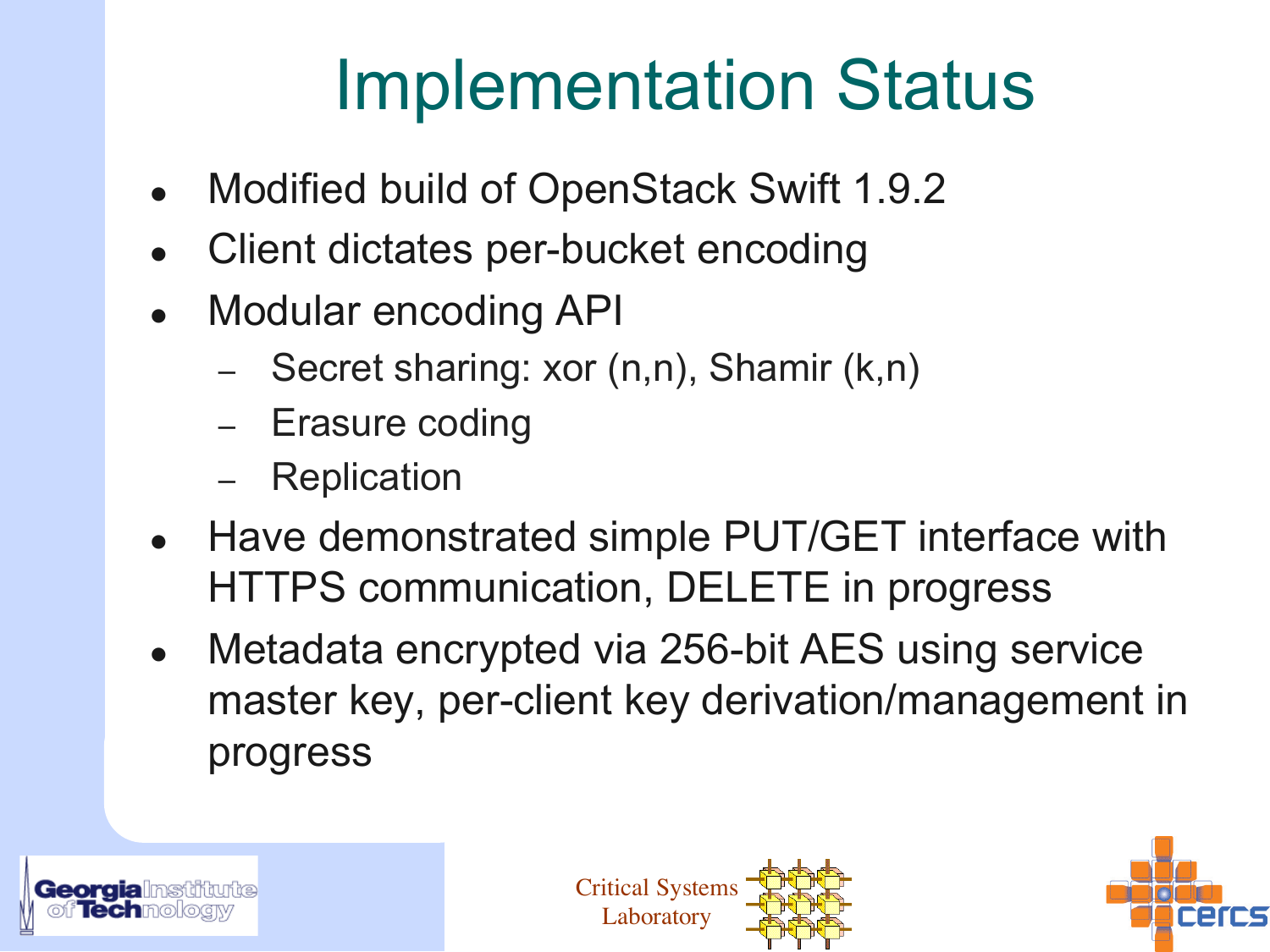# Implementation Status

- Modified build of OpenStack Swift 1.9.2
- Client dictates per-bucket encoding
- Modular encoding API
  - Secret sharing: xor (n,n), Shamir (k,n)
  - Erasure coding
  - Replication
- Have demonstrated simple PUT/GET interface with HTTPS communication, DELETE in progress
- Metadata encrypted via 256-bit AES using service master key, per-client key derivation/management in progress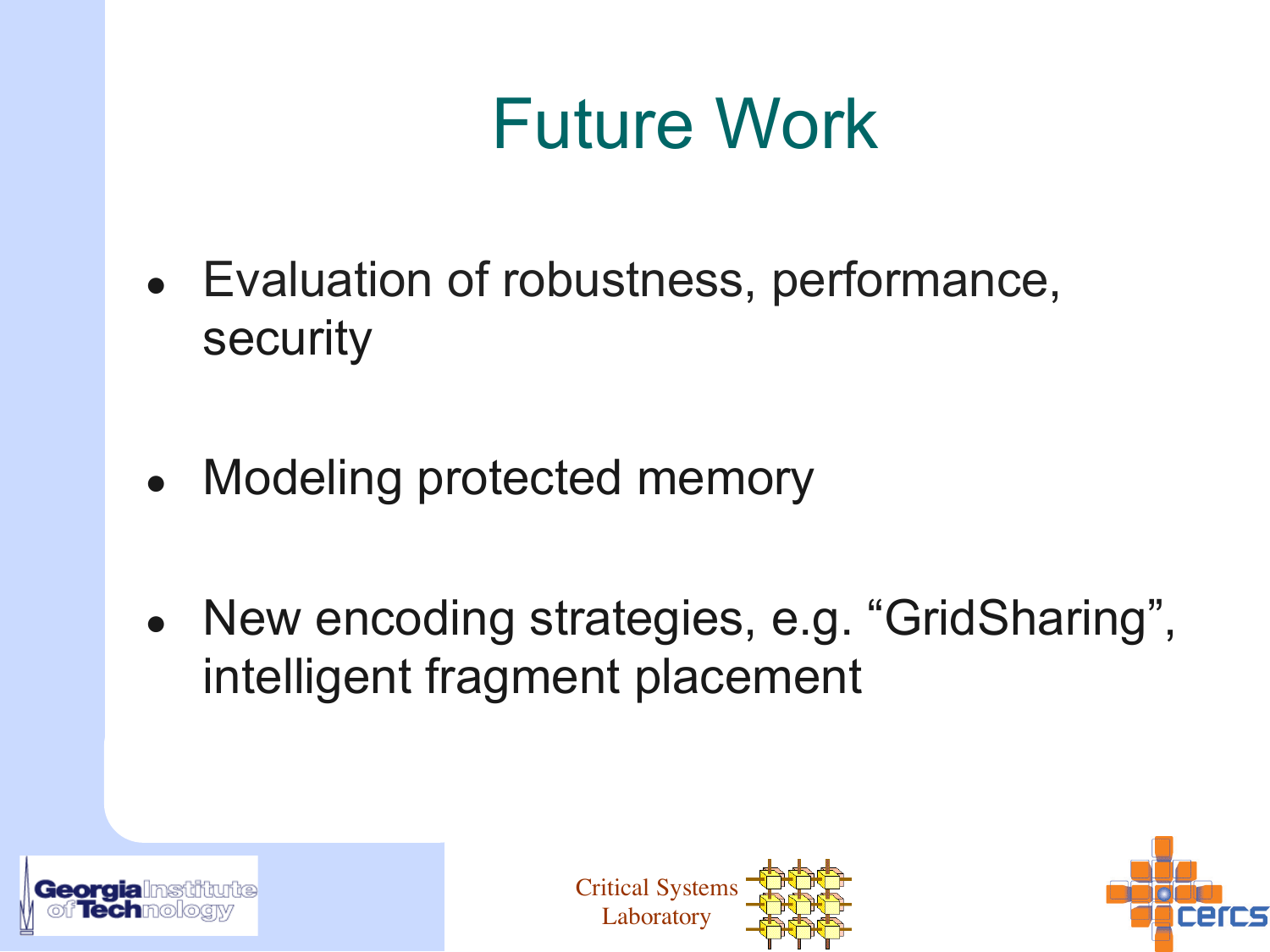# Future Work

- Evaluation of robustness, performance, security
- Modeling protected memory
- New encoding strategies, e.g. "GridSharing", intelligent fragment placement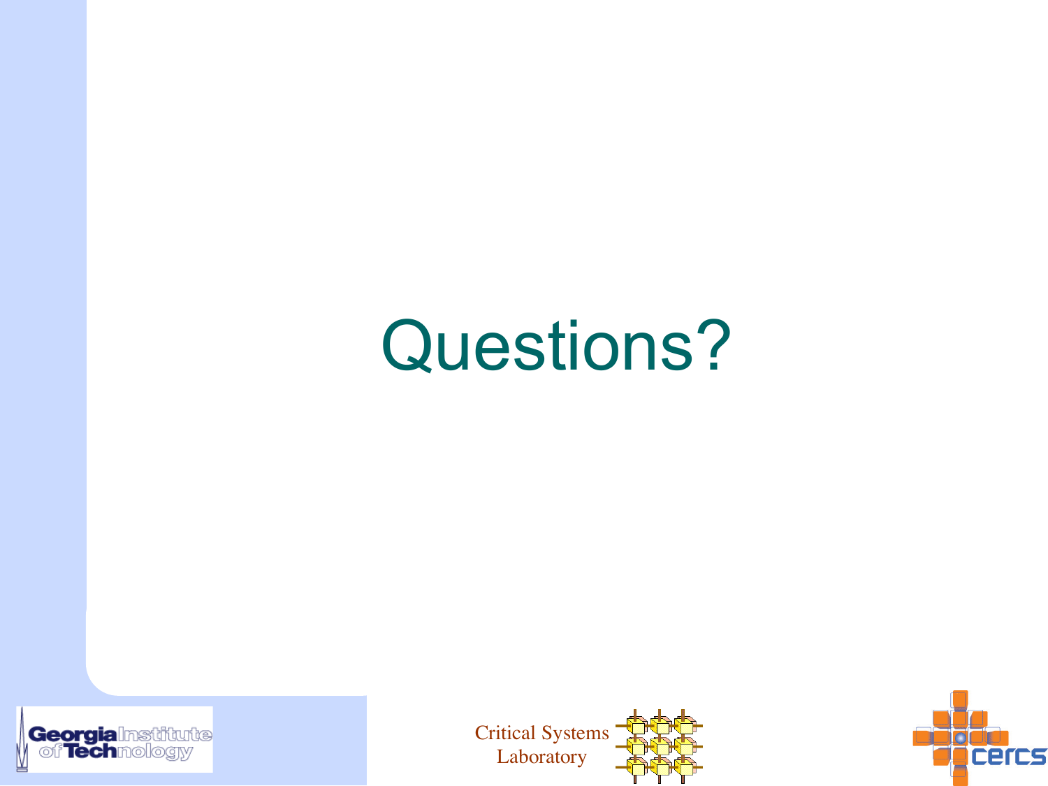# Questions?